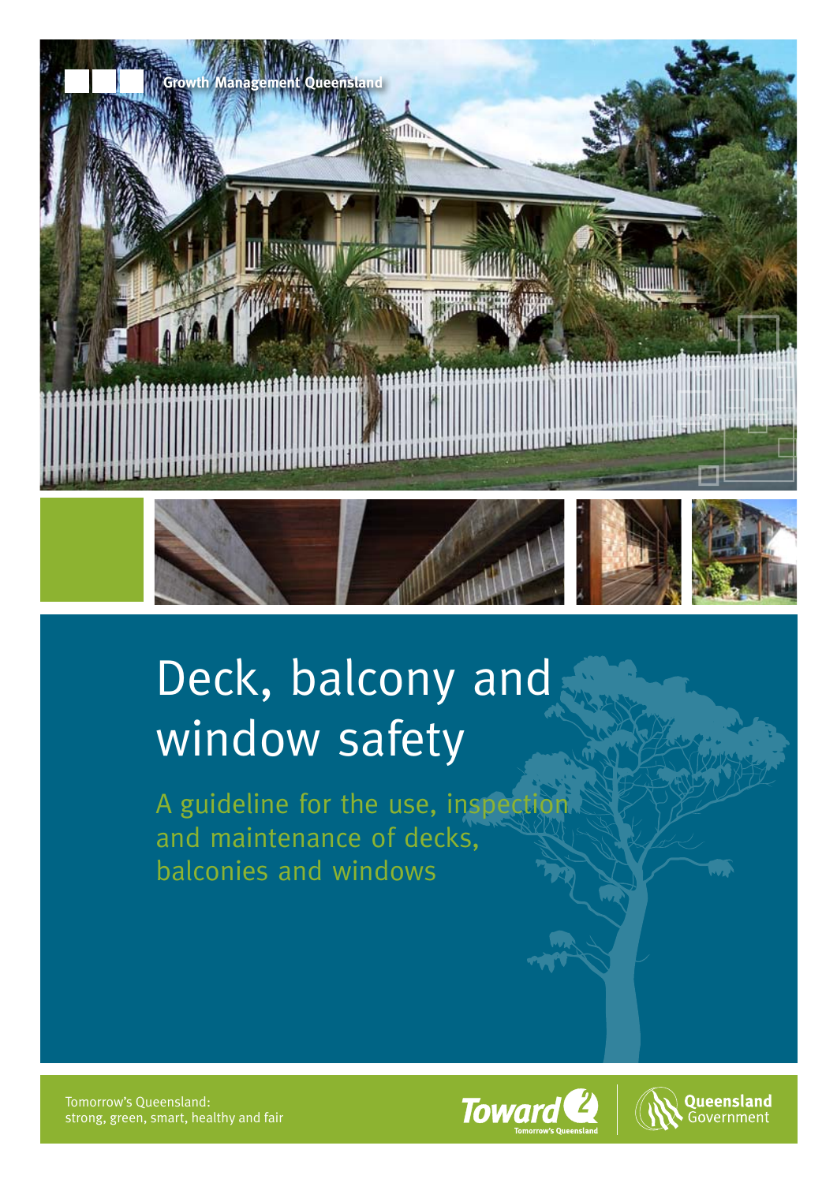Growth Management Queensland

# Deck, balcony and window safety

## A guideline for the use, inspection and maintenance of decks, balconies and windows

Tomorrow's Queensland:
strong, green, smart, healthy and fair

Toward Q2 Tomorrow's Queensland

Queensland Government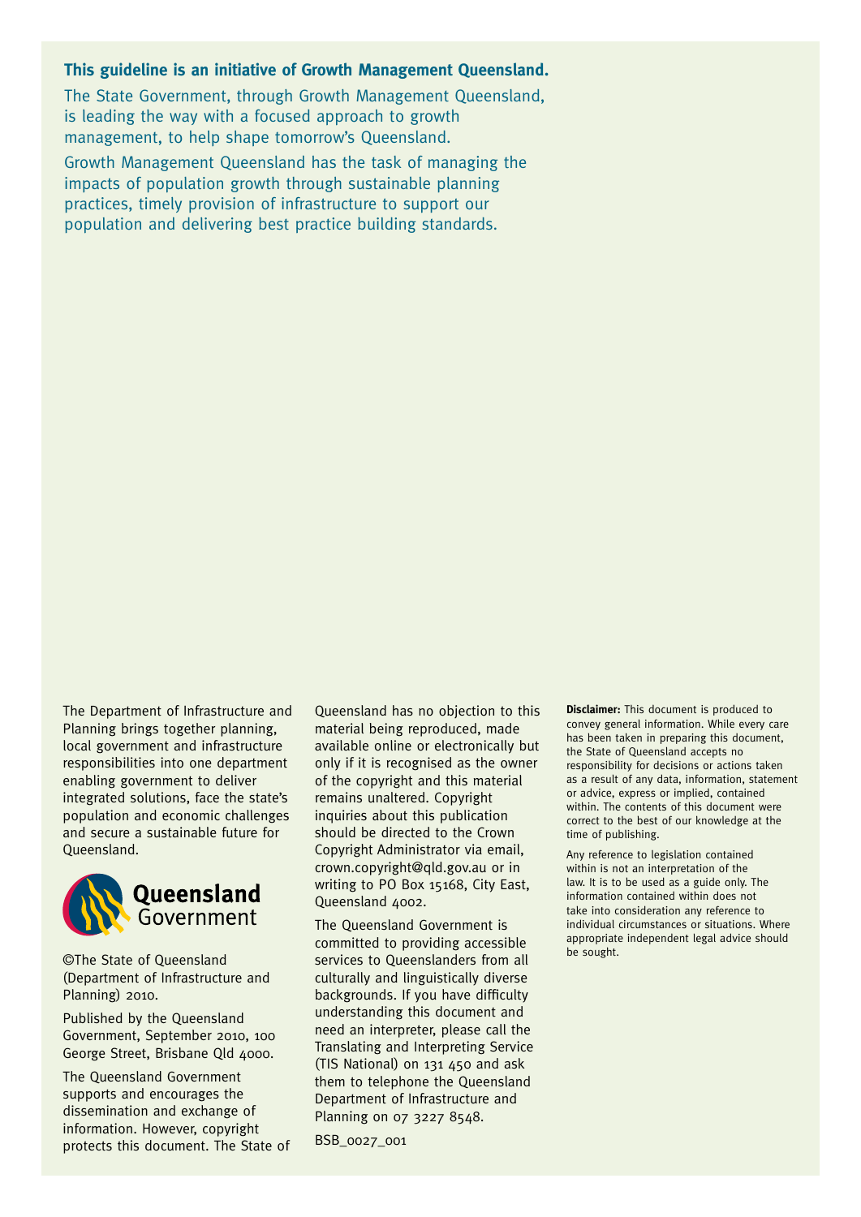**This guideline is an initiative of Growth Management Queensland.**

The State Government, through Growth Management Queensland, is leading the way with a focused approach to growth management, to help shape tomorrow's Queensland.

Growth Management Queensland has the task of managing the impacts of population growth through sustainable planning practices, timely provision of infrastructure to support our population and delivering best practice building standards.

The Department of Infrastructure and Planning brings together planning, local government and infrastructure responsibilities into one department enabling government to deliver integrated solutions, face the state's population and economic challenges and secure a sustainable future for Queensland.

Queensland Government

©The State of Queensland (Department of Infrastructure and Planning) 2010.

Published by the Queensland Government, September 2010, 100 George Street, Brisbane Qld 4000.

The Queensland Government supports and encourages the dissemination and exchange of information. However, copyright protects this document. The State of Queensland has no objection to this material being reproduced, made available online or electronically but only if it is recognised as the owner of the copyright and this material remains unaltered. Copyright inquiries about this publication should be directed to the Crown Copyright Administrator via email, crown.copyright@qld.gov.au or in writing to PO Box 15168, City East, Queensland 4002.

The Queensland Government is committed to providing accessible services to Queenslanders from all culturally and linguistically diverse backgrounds. If you have difficulty understanding this document and need an interpreter, please call the Translating and Interpreting Service (TIS National) on 131 450 and ask them to telephone the Queensland Department of Infrastructure and Planning on 07 3227 8548.

BSB_0027_001

**Disclaimer:** This document is produced to convey general information. While every care has been taken in preparing this document, the State of Queensland accepts no responsibility for decisions or actions taken as a result of any data, information, statement or advice, express or implied, contained within. The contents of this document were correct to the best of our knowledge at the time of publishing.

Any reference to legislation contained within is not an interpretation of the law. It is to be used as a guide only. The information contained within does not take into consideration any reference to individual circumstances or situations. Where appropriate independent legal advice should be sought.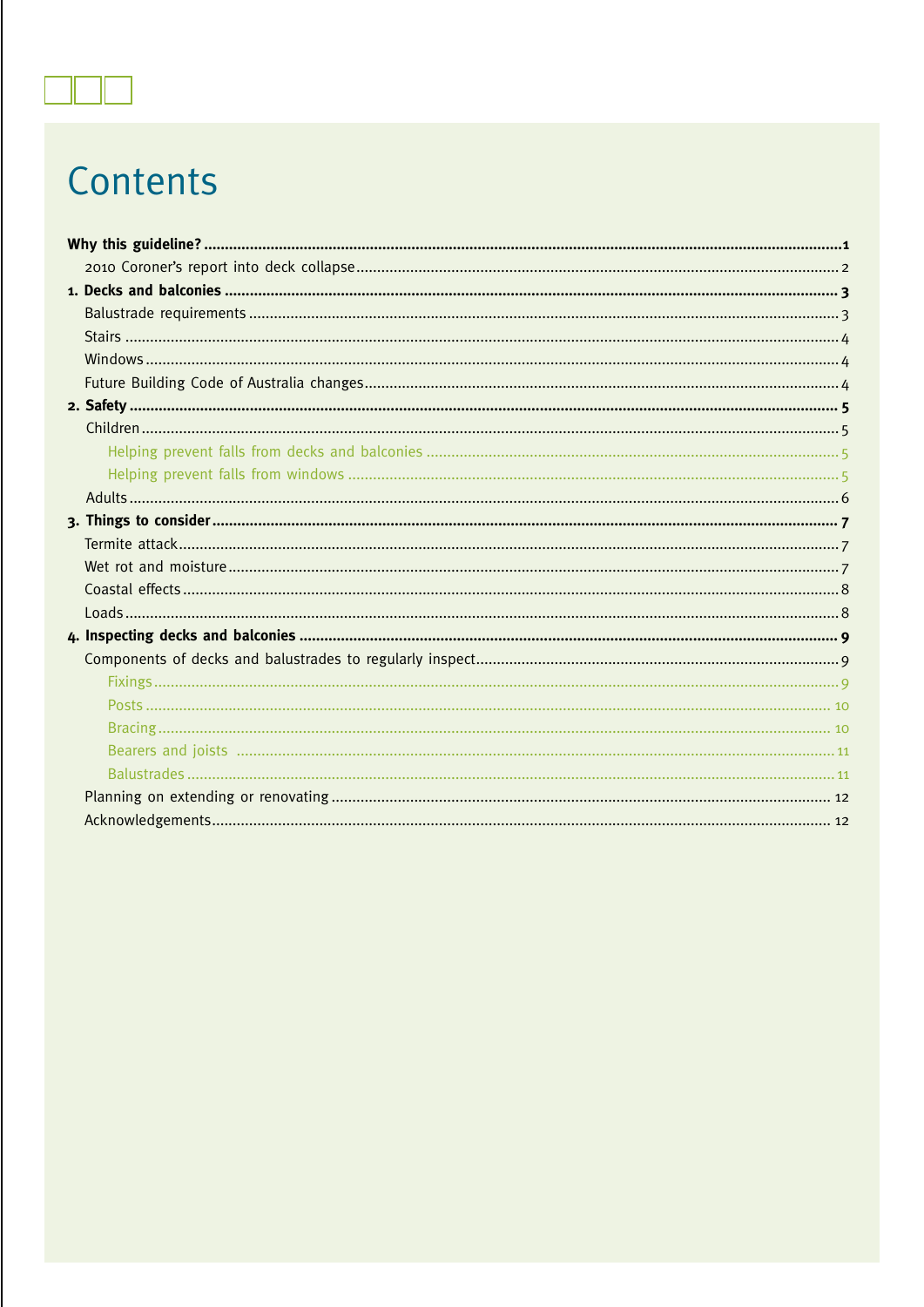# Contents

**Why this guideline?** 1

- 2010 Coroner's report into deck collapse 2

**1. Decks and balconies** 3

- Balustrade requirements 3
- Stairs 4
- Windows 4
- Future Building Code of Australia changes 4

**2. Safety** 5

- Children 5
  - Helping prevent falls from decks and balconies 5
  - Helping prevent falls from windows 5
- Adults 6

**3. Things to consider** 7

- Termite attack 7
- Wet rot and moisture 7
- Coastal effects 8
- Loads 8

**4. Inspecting decks and balconies** 9

- Components of decks and balustrades to regularly inspect 9
  - Fixings 9
  - Posts 10
  - Bracing 10
  - Bearers and joists 11
  - Balustrades 11
- Planning on extending or renovating 12
- Acknowledgements 12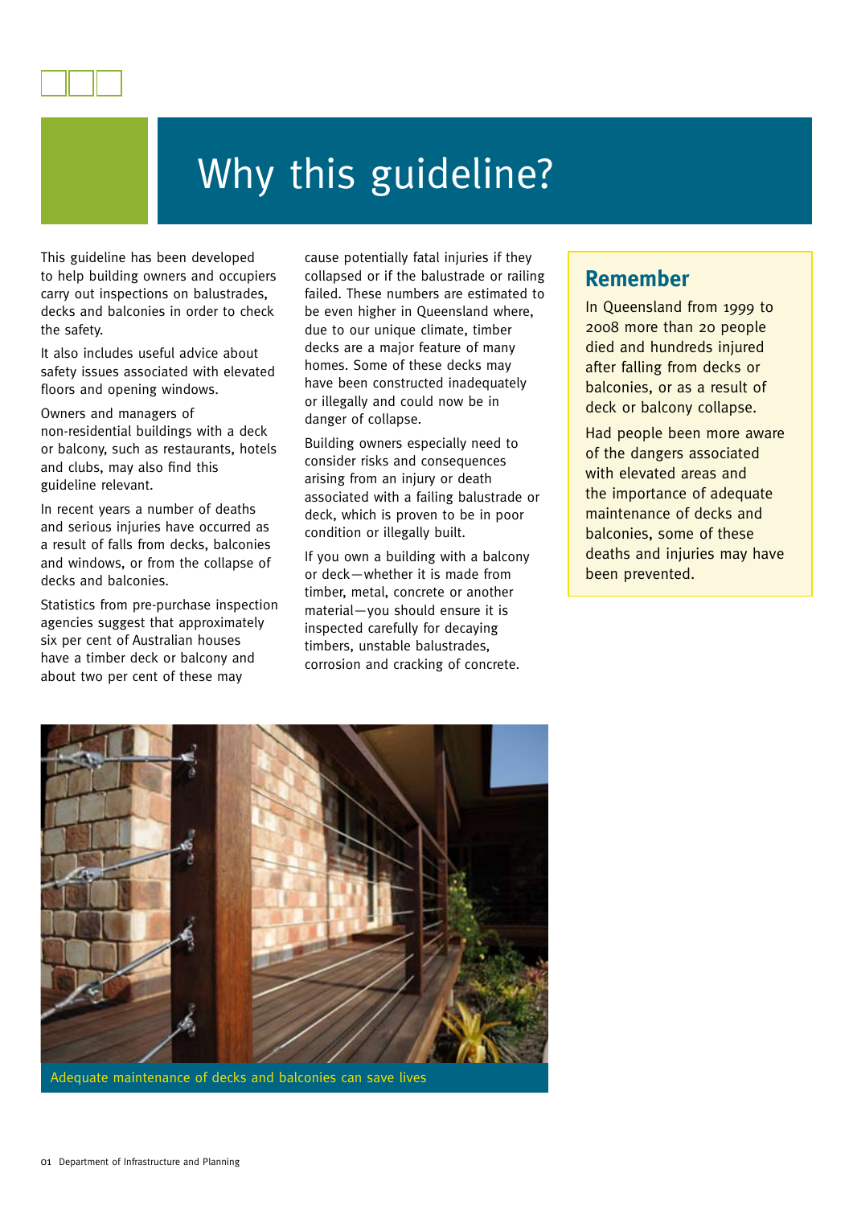# Why this guideline?

This guideline has been developed to help building owners and occupiers carry out inspections on balustrades, decks and balconies in order to check the safety.

It also includes useful advice about safety issues associated with elevated floors and opening windows.

Owners and managers of non-residential buildings with a deck or balcony, such as restaurants, hotels and clubs, may also find this guideline relevant.

In recent years a number of deaths and serious injuries have occurred as a result of falls from decks, balconies and windows, or from the collapse of decks and balconies.

Statistics from pre-purchase inspection agencies suggest that approximately six per cent of Australian houses have a timber deck or balcony and about two per cent of these may cause potentially fatal injuries if they collapsed or if the balustrade or railing failed. These numbers are estimated to be even higher in Queensland where, due to our unique climate, timber decks are a major feature of many homes. Some of these decks may have been constructed inadequately or illegally and could now be in danger of collapse.

Building owners especially need to consider risks and consequences arising from an injury or death associated with a failing balustrade or deck, which is proven to be in poor condition or illegally built.

If you own a building with a balcony or deck—whether it is made from timber, metal, concrete or another material—you should ensure it is inspected carefully for decaying timbers, unstable balustrades, corrosion and cracking of concrete.

## Remember

In Queensland from 1999 to 2008 more than 20 people died and hundreds injured after falling from decks or balconies, or as a result of deck or balcony collapse.

Had people been more aware of the dangers associated with elevated areas and the importance of adequate maintenance of decks and balconies, some of these deaths and injuries may have been prevented.

Adequate maintenance of decks and balconies can save lives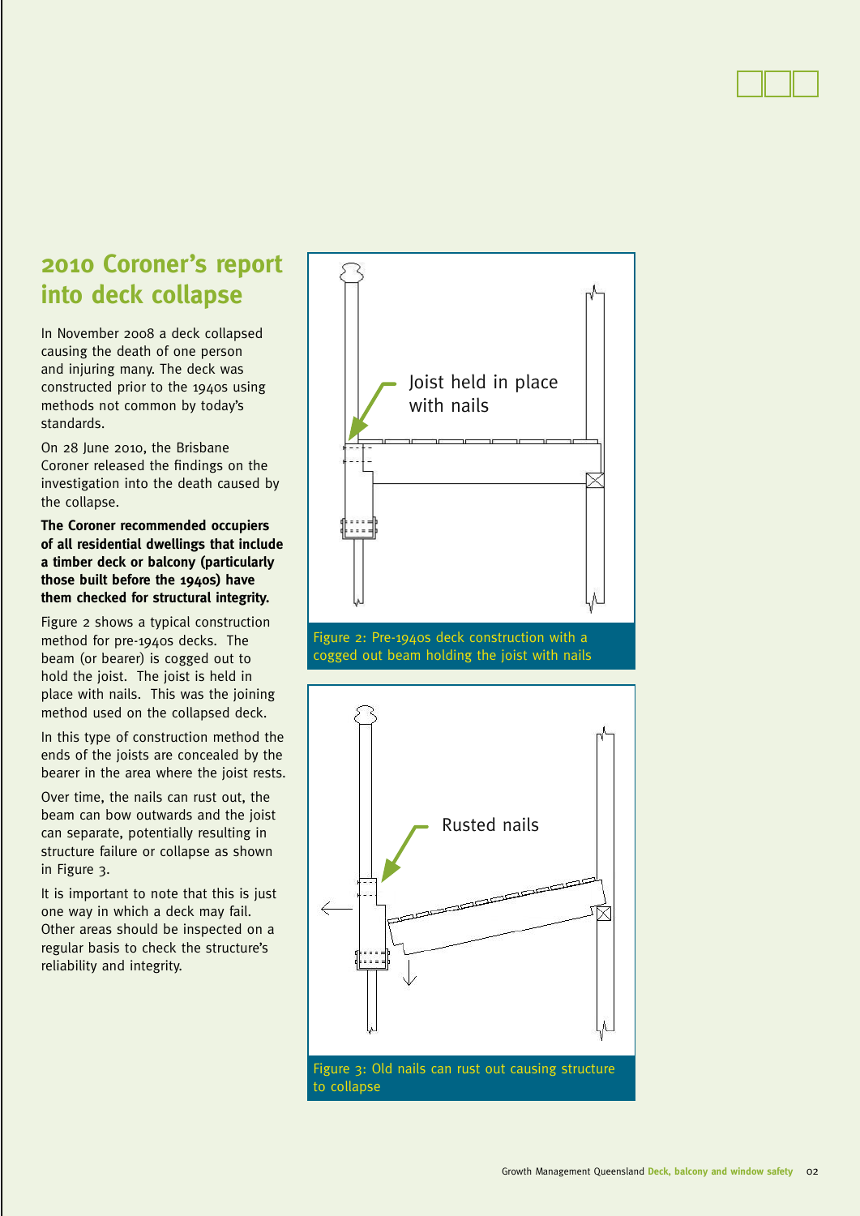## 2010 Coroner's report into deck collapse

In November 2008 a deck collapsed causing the death of one person and injuring many. The deck was constructed prior to the 1940s using methods not common by today's standards.

On 28 June 2010, the Brisbane Coroner released the findings on the investigation into the death caused by the collapse.

**The Coroner recommended occupiers of all residential dwellings that include a timber deck or balcony (particularly those built before the 1940s) have them checked for structural integrity.**

Figure 2 shows a typical construction method for pre-1940s decks. The beam (or bearer) is cogged out to hold the joist. The joist is held in place with nails. This was the joining method used on the collapsed deck.

In this type of construction method the ends of the joists are concealed by the bearer in the area where the joist rests.

Over time, the nails can rust out, the beam can bow outwards and the joist can separate, potentially resulting in structure failure or collapse as shown in Figure 3.

It is important to note that this is just one way in which a deck may fail. Other areas should be inspected on a regular basis to check the structure's reliability and integrity.

Joist held in place with nails

Figure 2: Pre-1940s deck construction with a cogged out beam holding the joist with nails

Rusted nails

Figure 3: Old nails can rust out causing structure to collapse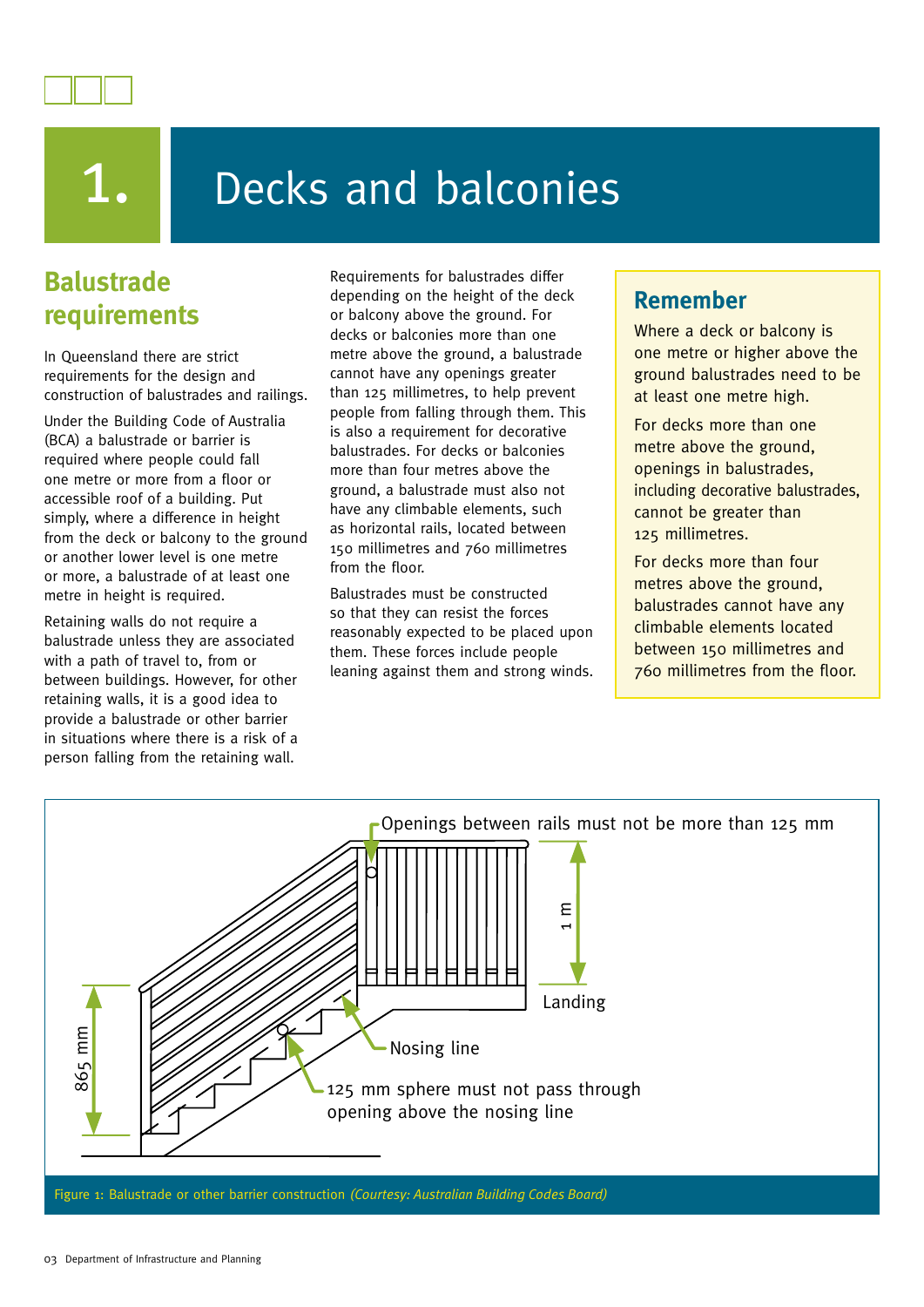# 1. Decks and balconies

## Balustrade requirements

In Queensland there are strict requirements for the design and construction of balustrades and railings.

Under the Building Code of Australia (BCA) a balustrade or barrier is required where people could fall one metre or more from a floor or accessible roof of a building. Put simply, where a difference in height from the deck or balcony to the ground or another lower level is one metre or more, a balustrade of at least one metre in height is required.

Retaining walls do not require a balustrade unless they are associated with a path of travel to, from or between buildings. However, for other retaining walls, it is a good idea to provide a balustrade or other barrier in situations where there is a risk of a person falling from the retaining wall.

Requirements for balustrades differ depending on the height of the deck or balcony above the ground. For decks or balconies more than one metre above the ground, a balustrade cannot have any openings greater than 125 millimetres, to help prevent people from falling through them. This is also a requirement for decorative balustrades. For decks or balconies more than four metres above the ground, a balustrade must also not have any climbable elements, such as horizontal rails, located between 150 millimetres and 760 millimetres from the floor.

Balustrades must be constructed so that they can resist the forces reasonably expected to be placed upon them. These forces include people leaning against them and strong winds.

### Remember

Where a deck or balcony is one metre or higher above the ground balustrades need to be at least one metre high.

For decks more than one metre above the ground, openings in balustrades, including decorative balustrades, cannot be greater than 125 millimetres.

For decks more than four metres above the ground, balustrades cannot have any climbable elements located between 150 millimetres and 760 millimetres from the floor.

Openings between rails must not be more than 125 mm

1 m

Landing

Nosing line

125 mm sphere must not pass through opening above the nosing line

865 mm

Figure 1: Balustrade or other barrier construction *(Courtesy: Australian Building Codes Board)*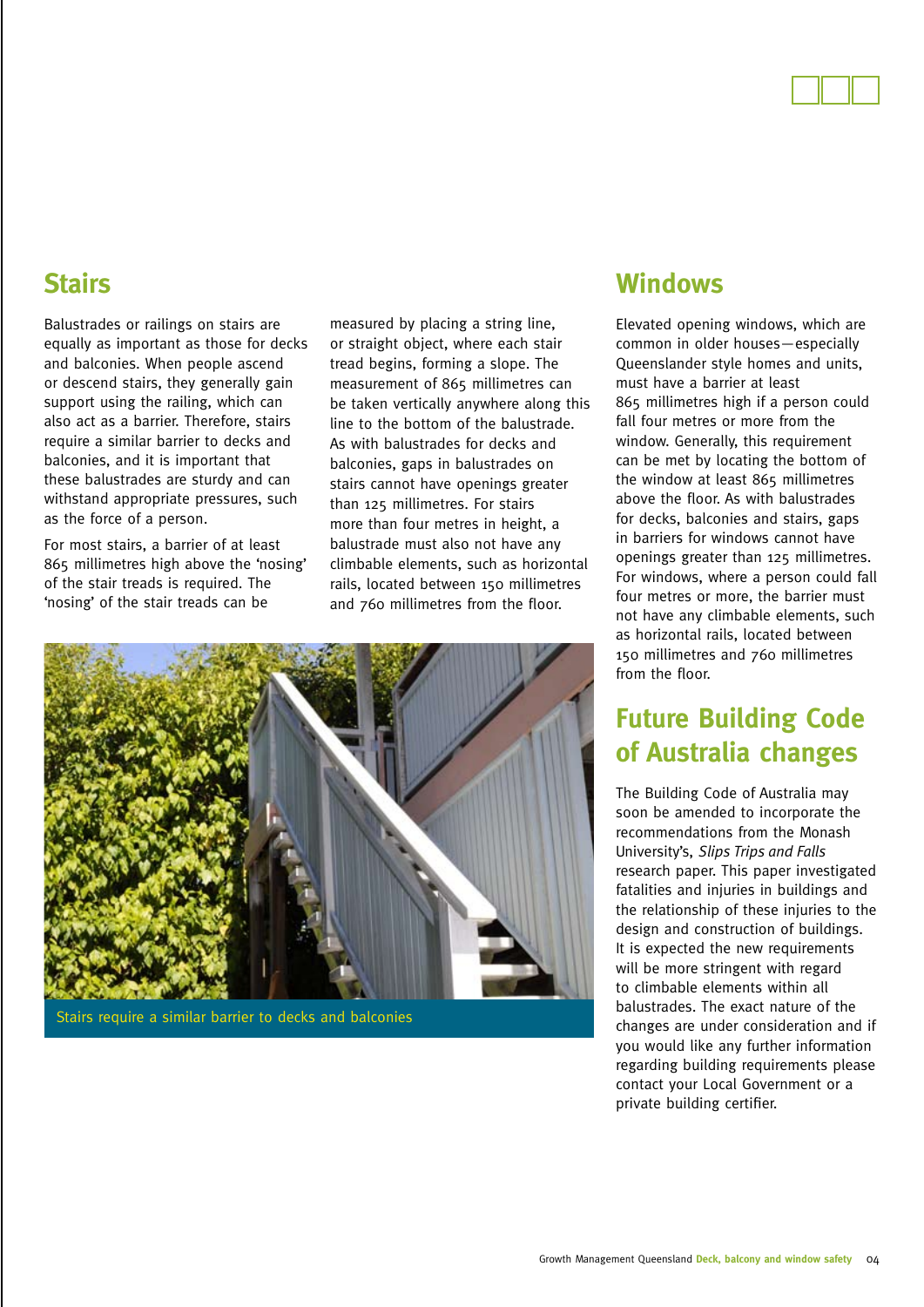## Stairs

Balustrades or railings on stairs are equally as important as those for decks and balconies. When people ascend or descend stairs, they generally gain support using the railing, which can also act as a barrier. Therefore, stairs require a similar barrier to decks and balconies, and it is important that these balustrades are sturdy and can withstand appropriate pressures, such as the force of a person.

For most stairs, a barrier of at least 865 millimetres high above the 'nosing' of the stair treads is required. The 'nosing' of the stair treads can be measured by placing a string line, or straight object, where each stair tread begins, forming a slope. The measurement of 865 millimetres can be taken vertically anywhere along this line to the bottom of the balustrade. As with balustrades for decks and balconies, gaps in balustrades on stairs cannot have openings greater than 125 millimetres. For stairs more than four metres in height, a balustrade must also not have any climbable elements, such as horizontal rails, located between 150 millimetres and 760 millimetres from the floor.

Stairs require a similar barrier to decks and balconies

## Windows

Elevated opening windows, which are common in older houses—especially Queenslander style homes and units, must have a barrier at least 865 millimetres high if a person could fall four metres or more from the window. Generally, this requirement can be met by locating the bottom of the window at least 865 millimetres above the floor. As with balustrades for decks, balconies and stairs, gaps in barriers for windows cannot have openings greater than 125 millimetres. For windows, where a person could fall four metres or more, the barrier must not have any climbable elements, such as horizontal rails, located between 150 millimetres and 760 millimetres from the floor.

## Future Building Code of Australia changes

The Building Code of Australia may soon be amended to incorporate the recommendations from the Monash University's, *Slips Trips and Falls* research paper. This paper investigated fatalities and injuries in buildings and the relationship of these injuries to the design and construction of buildings. It is expected the new requirements will be more stringent with regard to climbable elements within all balustrades. The exact nature of the changes are under consideration and if you would like any further information regarding building requirements please contact your Local Government or a private building certifier.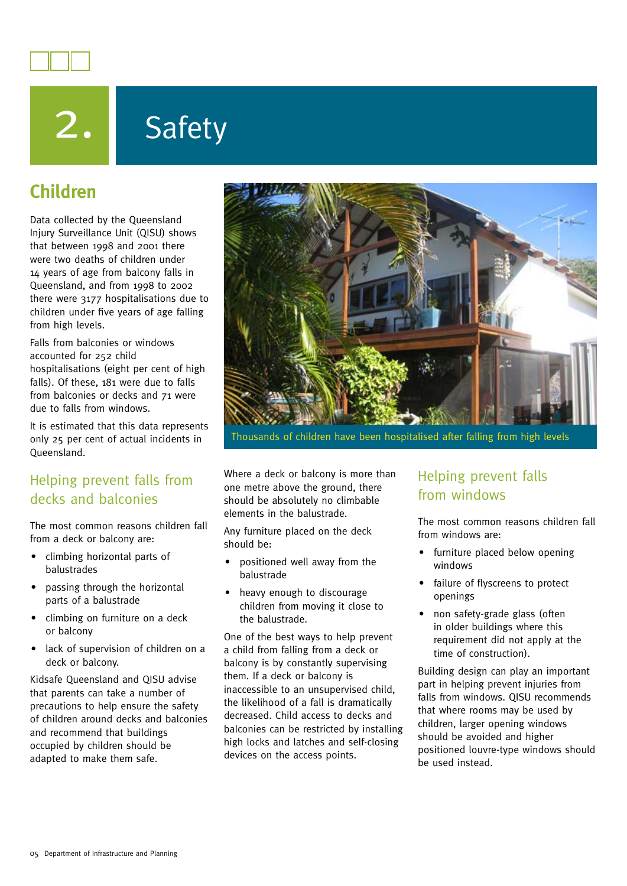# 2. Safety

## Children

Data collected by the Queensland Injury Surveillance Unit (QISU) shows that between 1998 and 2001 there were two deaths of children under 14 years of age from balcony falls in Queensland, and from 1998 to 2002 there were 3177 hospitalisations due to children under five years of age falling from high levels.

Falls from balconies or windows accounted for 252 child hospitalisations (eight per cent of high falls). Of these, 181 were due to falls from balconies or decks and 71 were due to falls from windows.

It is estimated that this data represents only 25 per cent of actual incidents in Queensland.

Thousands of children have been hospitalised after falling from high levels

### Helping prevent falls from decks and balconies

The most common reasons children fall from a deck or balcony are:

- climbing horizontal parts of balustrades
- passing through the horizontal parts of a balustrade
- climbing on furniture on a deck or balcony
- lack of supervision of children on a deck or balcony.

Kidsafe Queensland and QISU advise that parents can take a number of precautions to help ensure the safety of children around decks and balconies and recommend that buildings occupied by children should be adapted to make them safe.

Where a deck or balcony is more than one metre above the ground, there should be absolutely no climbable elements in the balustrade.

Any furniture placed on the deck should be:

- positioned well away from the balustrade
- heavy enough to discourage children from moving it close to the balustrade.

One of the best ways to help prevent a child from falling from a deck or balcony is by constantly supervising them. If a deck or balcony is inaccessible to an unsupervised child, the likelihood of a fall is dramatically decreased. Child access to decks and balconies can be restricted by installing high locks and latches and self-closing devices on the access points.

### Helping prevent falls from windows

The most common reasons children fall from windows are:

- furniture placed below opening windows
- failure of flyscreens to protect openings
- non safety-grade glass (often in older buildings where this requirement did not apply at the time of construction).

Building design can play an important part in helping prevent injuries from falls from windows. QISU recommends that where rooms may be used by children, larger opening windows should be avoided and higher positioned louvre-type windows should be used instead.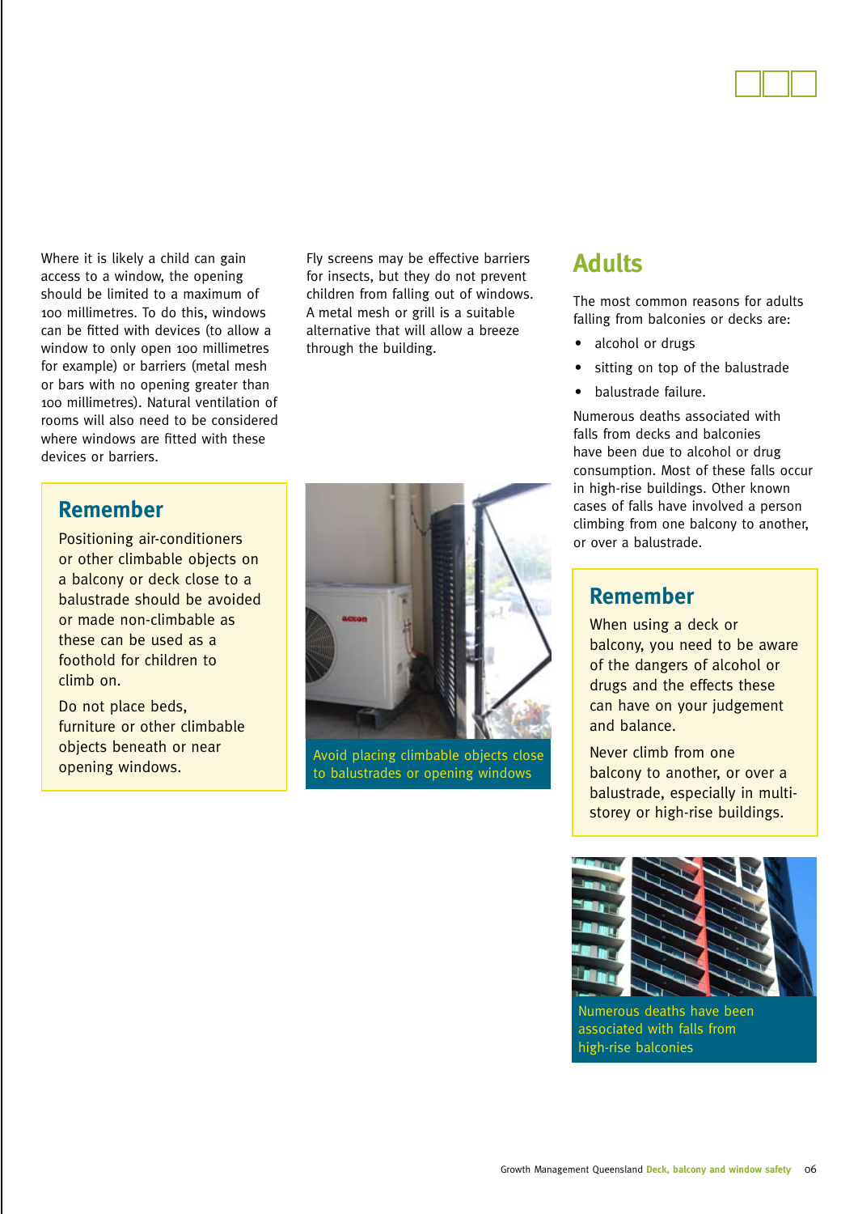Where it is likely a child can gain access to a window, the opening should be limited to a maximum of 100 millimetres. To do this, windows can be fitted with devices (to allow a window to only open 100 millimetres for example) or barriers (metal mesh or bars with no opening greater than 100 millimetres). Natural ventilation of rooms will also need to be considered where windows are fitted with these devices or barriers.

## Remember

Positioning air-conditioners or other climbable objects on a balcony or deck close to a balustrade should be avoided or made non-climbable as these can be used as a foothold for children to climb on.

Do not place beds, furniture or other climbable objects beneath or near opening windows.

Fly screens may be effective barriers for insects, but they do not prevent children from falling out of windows. A metal mesh or grill is a suitable alternative that will allow a breeze through the building.

Avoid placing climbable objects close to balustrades or opening windows

# Adults

The most common reasons for adults falling from balconies or decks are:

- alcohol or drugs
- sitting on top of the balustrade
- balustrade failure.

Numerous deaths associated with falls from decks and balconies have been due to alcohol or drug consumption. Most of these falls occur in high-rise buildings. Other known cases of falls have involved a person climbing from one balcony to another, or over a balustrade.

## Remember

When using a deck or balcony, you need to be aware of the dangers of alcohol or drugs and the effects these can have on your judgement and balance.

Never climb from one balcony to another, or over a balustrade, especially in multi-storey or high-rise buildings.

Numerous deaths have been associated with falls from high-rise balconies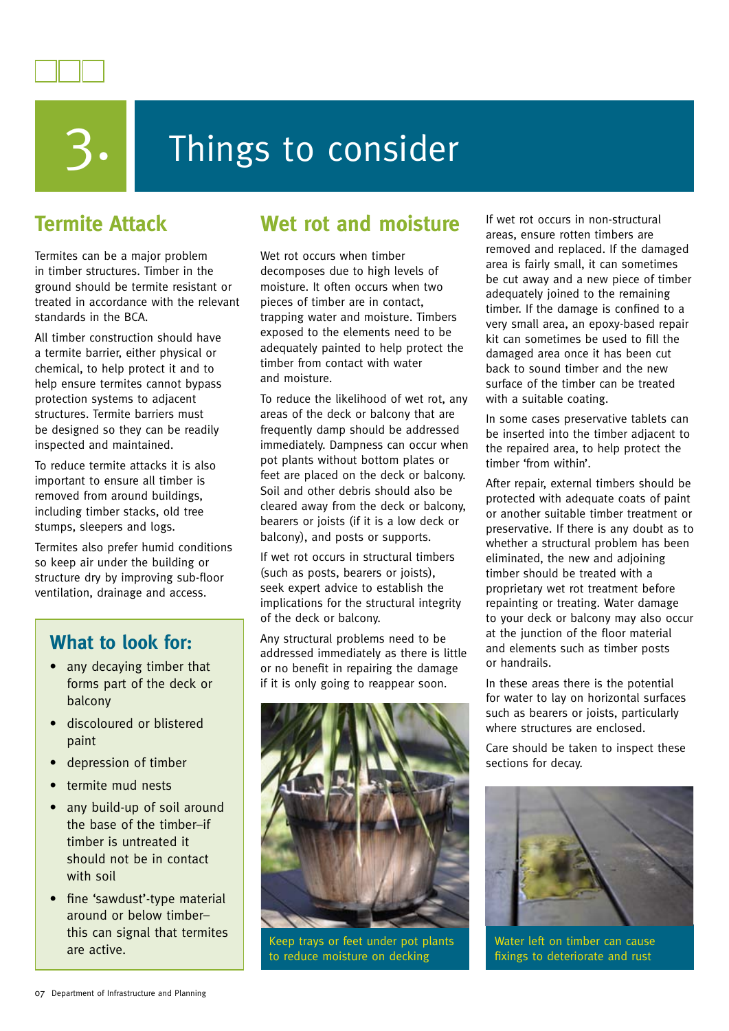# 3. Things to consider

## Termite Attack

Termites can be a major problem in timber structures. Timber in the ground should be termite resistant or treated in accordance with the relevant standards in the BCA.

All timber construction should have a termite barrier, either physical or chemical, to help protect it and to help ensure termites cannot bypass protection systems to adjacent structures. Termite barriers must be designed so they can be readily inspected and maintained.

To reduce termite attacks it is also important to ensure all timber is removed from around buildings, including timber stacks, old tree stumps, sleepers and logs.

Termites also prefer humid conditions so keep air under the building or structure dry by improving sub-floor ventilation, drainage and access.

### What to look for:

- any decaying timber that forms part of the deck or balcony
- discoloured or blistered paint
- depression of timber
- termite mud nests
- any build-up of soil around the base of the timber–if timber is untreated it should not be in contact with soil
- fine 'sawdust'-type material around or below timber–this can signal that termites are active.

## Wet rot and moisture

Wet rot occurs when timber decomposes due to high levels of moisture. It often occurs when two pieces of timber are in contact, trapping water and moisture. Timbers exposed to the elements need to be adequately painted to help protect the timber from contact with water and moisture.

To reduce the likelihood of wet rot, any areas of the deck or balcony that are frequently damp should be addressed immediately. Dampness can occur when pot plants without bottom plates or feet are placed on the deck or balcony. Soil and other debris should also be cleared away from the deck or balcony, bearers or joists (if it is a low deck or balcony), and posts or supports.

If wet rot occurs in structural timbers (such as posts, bearers or joists), seek expert advice to establish the implications for the structural integrity of the deck or balcony.

Any structural problems need to be addressed immediately as there is little or no benefit in repairing the damage if it is only going to reappear soon.

Keep trays or feet under pot plants to reduce moisture on decking

If wet rot occurs in non-structural areas, ensure rotten timbers are removed and replaced. If the damaged area is fairly small, it can sometimes be cut away and a new piece of timber adequately joined to the remaining timber. If the damage is confined to a very small area, an epoxy-based repair kit can sometimes be used to fill the damaged area once it has been cut back to sound timber and the new surface of the timber can be treated with a suitable coating.

In some cases preservative tablets can be inserted into the timber adjacent to the repaired area, to help protect the timber 'from within'.

After repair, external timbers should be protected with adequate coats of paint or another suitable timber treatment or preservative. If there is any doubt as to whether a structural problem has been eliminated, the new and adjoining timber should be treated with a proprietary wet rot treatment before repainting or treating. Water damage to your deck or balcony may also occur at the junction of the floor material and elements such as timber posts or handrails.

In these areas there is the potential for water to lay on horizontal surfaces such as bearers or joists, particularly where structures are enclosed.

Care should be taken to inspect these sections for decay.

Water left on timber can cause fixings to deteriorate and rust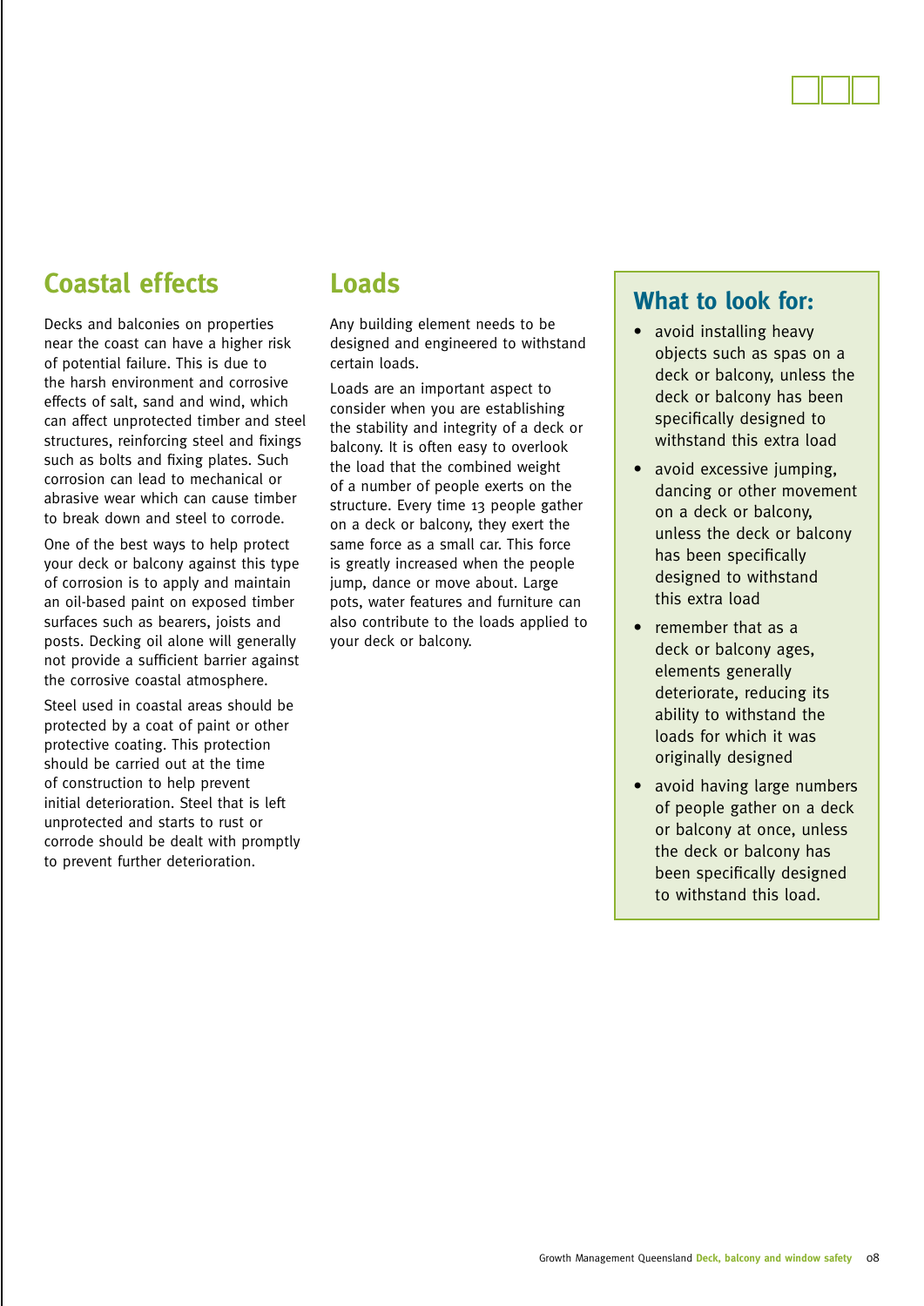## Coastal effects

Decks and balconies on properties near the coast can have a higher risk of potential failure. This is due to the harsh environment and corrosive effects of salt, sand and wind, which can affect unprotected timber and steel structures, reinforcing steel and fixings such as bolts and fixing plates. Such corrosion can lead to mechanical or abrasive wear which can cause timber to break down and steel to corrode.

One of the best ways to help protect your deck or balcony against this type of corrosion is to apply and maintain an oil-based paint on exposed timber surfaces such as bearers, joists and posts. Decking oil alone will generally not provide a sufficient barrier against the corrosive coastal atmosphere.

Steel used in coastal areas should be protected by a coat of paint or other protective coating. This protection should be carried out at the time of construction to help prevent initial deterioration. Steel that is left unprotected and starts to rust or corrode should be dealt with promptly to prevent further deterioration.

## Loads

Any building element needs to be designed and engineered to withstand certain loads.

Loads are an important aspect to consider when you are establishing the stability and integrity of a deck or balcony. It is often easy to overlook the load that the combined weight of a number of people exerts on the structure. Every time 13 people gather on a deck or balcony, they exert the same force as a small car. This force is greatly increased when the people jump, dance or move about. Large pots, water features and furniture can also contribute to the loads applied to your deck or balcony.

### What to look for:

- avoid installing heavy objects such as spas on a deck or balcony, unless the deck or balcony has been specifically designed to withstand this extra load
- avoid excessive jumping, dancing or other movement on a deck or balcony, unless the deck or balcony has been specifically designed to withstand this extra load
- remember that as a deck or balcony ages, elements generally deteriorate, reducing its ability to withstand the loads for which it was originally designed
- avoid having large numbers of people gather on a deck or balcony at once, unless the deck or balcony has been specifically designed to withstand this load.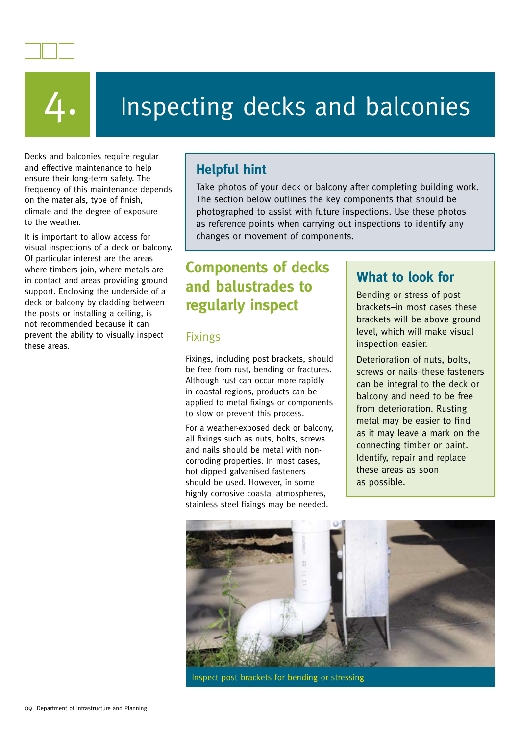# 4. Inspecting decks and balconies

Decks and balconies require regular and effective maintenance to help ensure their long-term safety. The frequency of this maintenance depends on the materials, type of finish, climate and the degree of exposure to the weather.

It is important to allow access for visual inspections of a deck or balcony. Of particular interest are the areas where timbers join, where metals are in contact and areas providing ground support. Enclosing the underside of a deck or balcony by cladding between the posts or installing a ceiling, is not recommended because it can prevent the ability to visually inspect these areas.

### Helpful hint

Take photos of your deck or balcony after completing building work. The section below outlines the key components that should be photographed to assist with future inspections. Use these photos as reference points when carrying out inspections to identify any changes or movement of components.

## Components of decks and balustrades to regularly inspect

### Fixings

Fixings, including post brackets, should be free from rust, bending or fractures. Although rust can occur more rapidly in coastal regions, products can be applied to metal fixings or components to slow or prevent this process.

For a weather-exposed deck or balcony, all fixings such as nuts, bolts, screws and nails should be metal with non-corroding properties. In most cases, hot dipped galvanised fasteners should be used. However, in some highly corrosive coastal atmospheres, stainless steel fixings may be needed.

### What to look for

Bending or stress of post brackets–in most cases these brackets will be above ground level, which will make visual inspection easier.

Deterioration of nuts, bolts, screws or nails–these fasteners can be integral to the deck or balcony and need to be free from deterioration. Rusting metal may be easier to find as it may leave a mark on the connecting timber or paint. Identify, repair and replace these areas as soon as possible.

Inspect post brackets for bending or stressing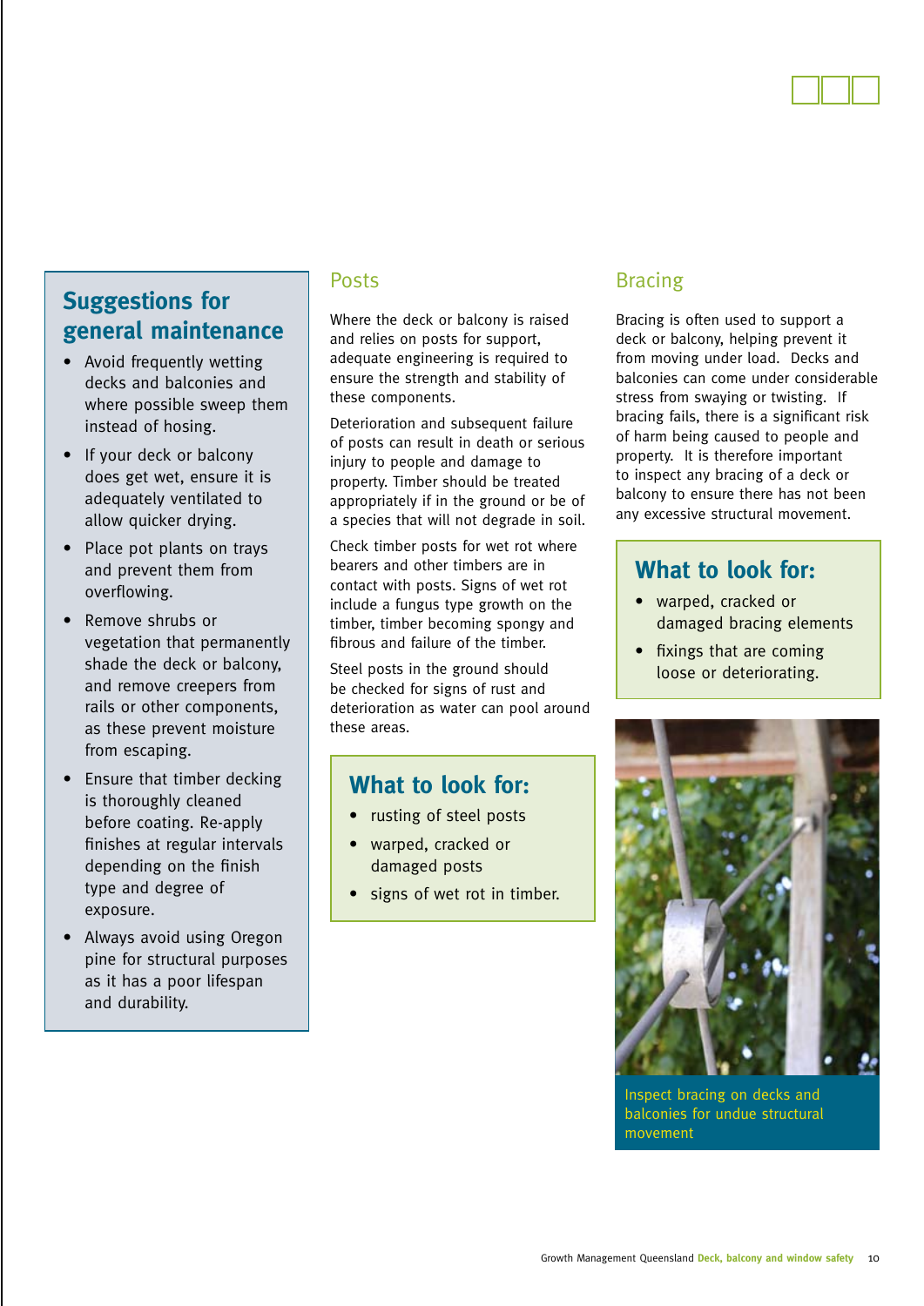## Suggestions for general maintenance

- Avoid frequently wetting decks and balconies and where possible sweep them instead of hosing.
- If your deck or balcony does get wet, ensure it is adequately ventilated to allow quicker drying.
- Place pot plants on trays and prevent them from overflowing.
- Remove shrubs or vegetation that permanently shade the deck or balcony, and remove creepers from rails or other components, as these prevent moisture from escaping.
- Ensure that timber decking is thoroughly cleaned before coating. Re-apply finishes at regular intervals depending on the finish type and degree of exposure.
- Always avoid using Oregon pine for structural purposes as it has a poor lifespan and durability.

## Posts

Where the deck or balcony is raised and relies on posts for support, adequate engineering is required to ensure the strength and stability of these components.

Deterioration and subsequent failure of posts can result in death or serious injury to people and damage to property. Timber should be treated appropriately if in the ground or be of a species that will not degrade in soil.

Check timber posts for wet rot where bearers and other timbers are in contact with posts. Signs of wet rot include a fungus type growth on the timber, timber becoming spongy and fibrous and failure of the timber.

Steel posts in the ground should be checked for signs of rust and deterioration as water can pool around these areas.

### What to look for:

- rusting of steel posts
- warped, cracked or damaged posts
- signs of wet rot in timber.

## Bracing

Bracing is often used to support a deck or balcony, helping prevent it from moving under load. Decks and balconies can come under considerable stress from swaying or twisting. If bracing fails, there is a significant risk of harm being caused to people and property. It is therefore important to inspect any bracing of a deck or balcony to ensure there has not been any excessive structural movement.

### What to look for:

- warped, cracked or damaged bracing elements
- fixings that are coming loose or deteriorating.

Inspect bracing on decks and balconies for undue structural movement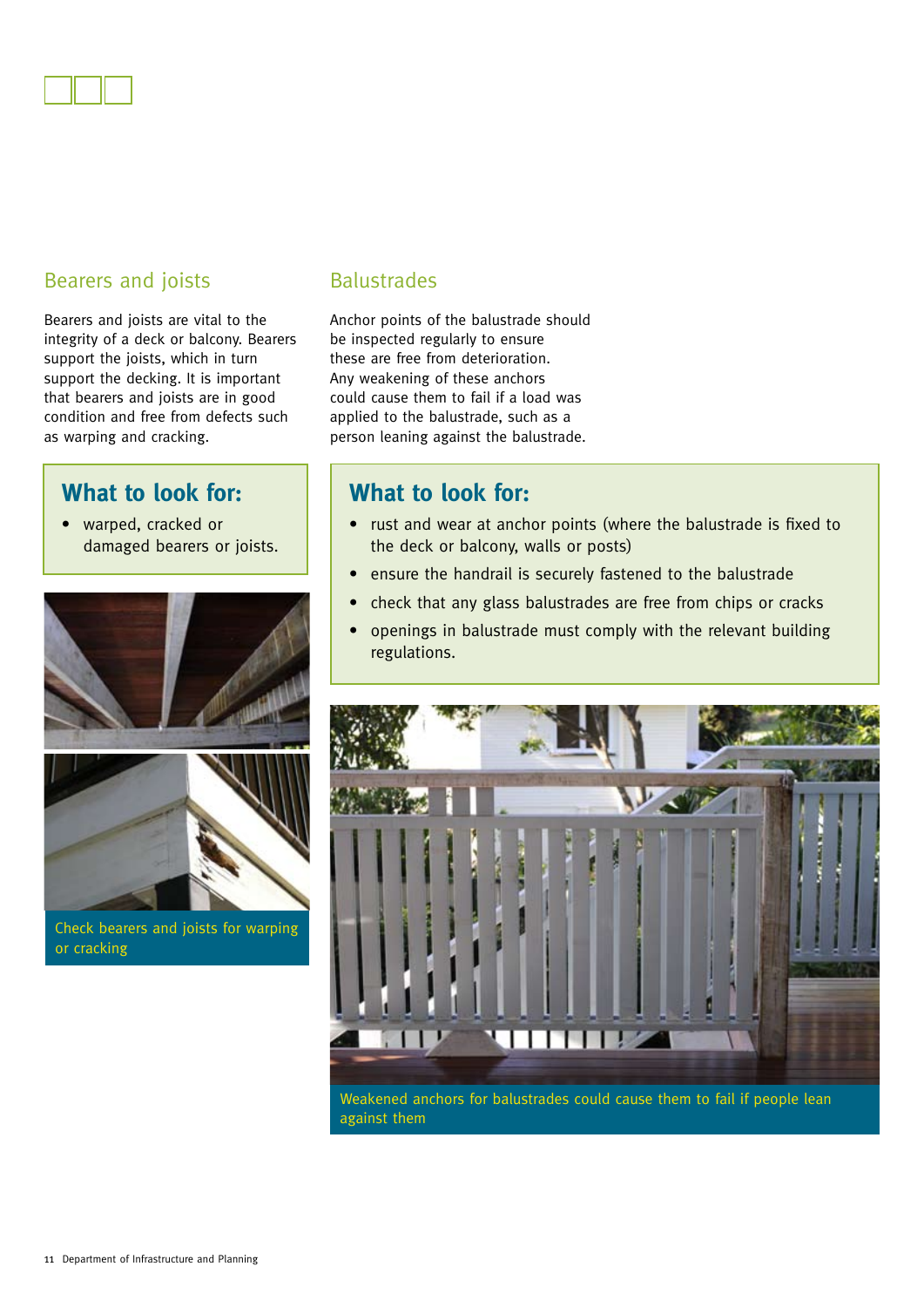## Bearers and joists

Bearers and joists are vital to the integrity of a deck or balcony. Bearers support the joists, which in turn support the decking. It is important that bearers and joists are in good condition and free from defects such as warping and cracking.

### What to look for:

- warped, cracked or damaged bearers or joists.

Check bearers and joists for warping or cracking

## Balustrades

Anchor points of the balustrade should be inspected regularly to ensure these are free from deterioration. Any weakening of these anchors could cause them to fail if a load was applied to the balustrade, such as a person leaning against the balustrade.

### What to look for:

- rust and wear at anchor points (where the balustrade is fixed to the deck or balcony, walls or posts)
- ensure the handrail is securely fastened to the balustrade
- check that any glass balustrades are free from chips or cracks
- openings in balustrade must comply with the relevant building regulations.

Weakened anchors for balustrades could cause them to fail if people lean against them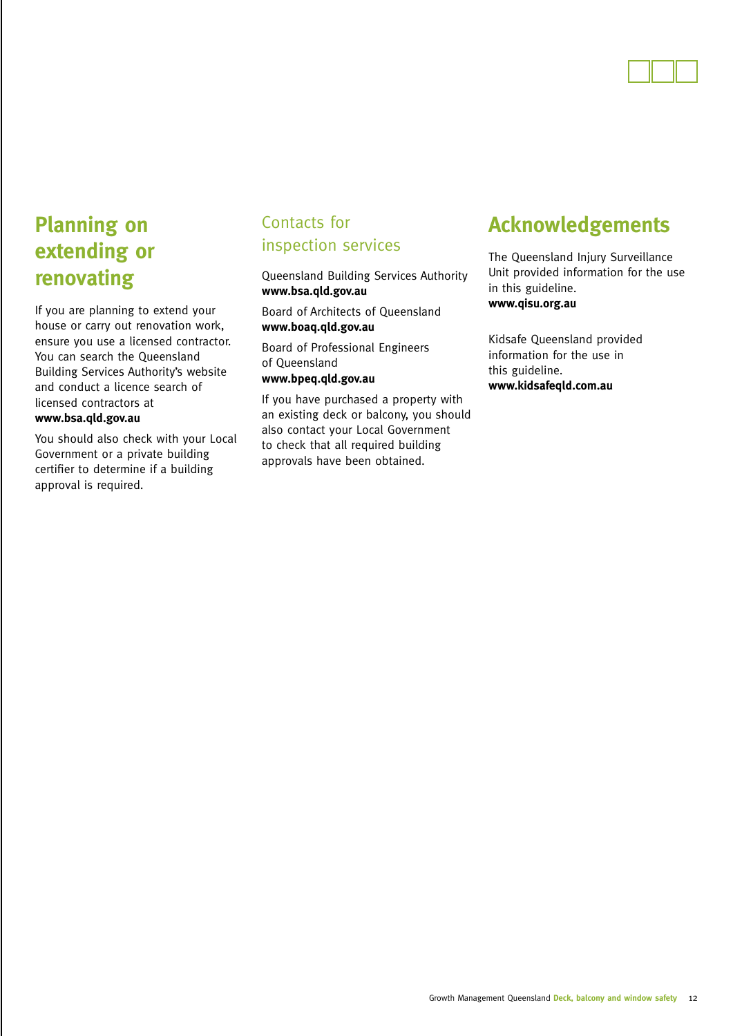## Planning on extending or renovating

If you are planning to extend your house or carry out renovation work, ensure you use a licensed contractor. You can search the Queensland Building Services Authority's website and conduct a licence search of licensed contractors at
**www.bsa.qld.gov.au**

You should also check with your Local Government or a private building certifier to determine if a building approval is required.

### Contacts for inspection services

Queensland Building Services Authority
**www.bsa.qld.gov.au**

Board of Architects of Queensland
**www.boaq.qld.gov.au**

Board of Professional Engineers of Queensland
**www.bpeq.qld.gov.au**

If you have purchased a property with an existing deck or balcony, you should also contact your Local Government to check that all required building approvals have been obtained.

## Acknowledgements

The Queensland Injury Surveillance Unit provided information for the use in this guideline.
**www.qisu.org.au**

Kidsafe Queensland provided information for the use in this guideline.
**www.kidsafeqld.com.au**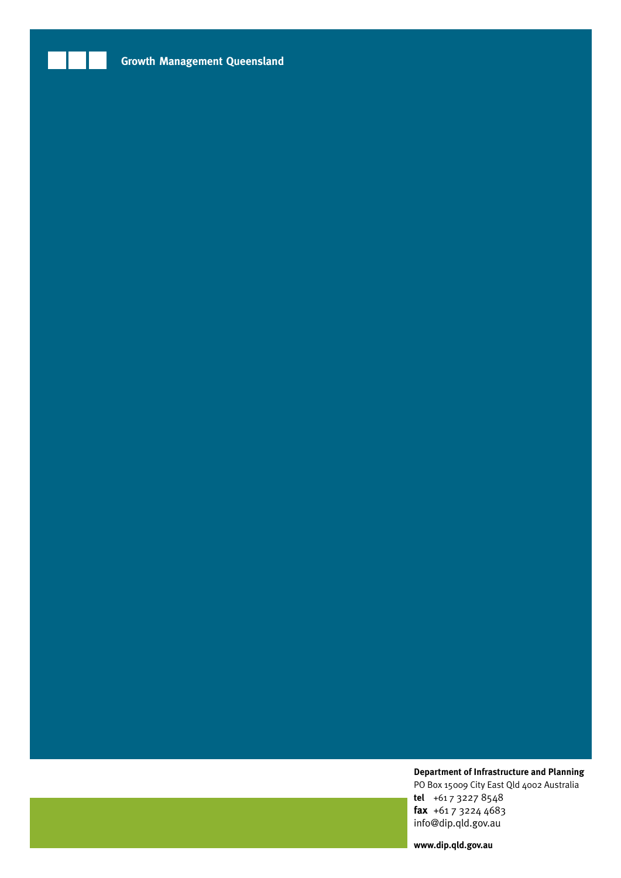**Growth Management Queensland**

**Department of Infrastructure and Planning**
PO Box 15009 City East Qld 4002 Australia
**tel** +61 7 3227 8548
**fax** +61 7 3224 4683
info@dip.qld.gov.au

**www.dip.qld.gov.au**